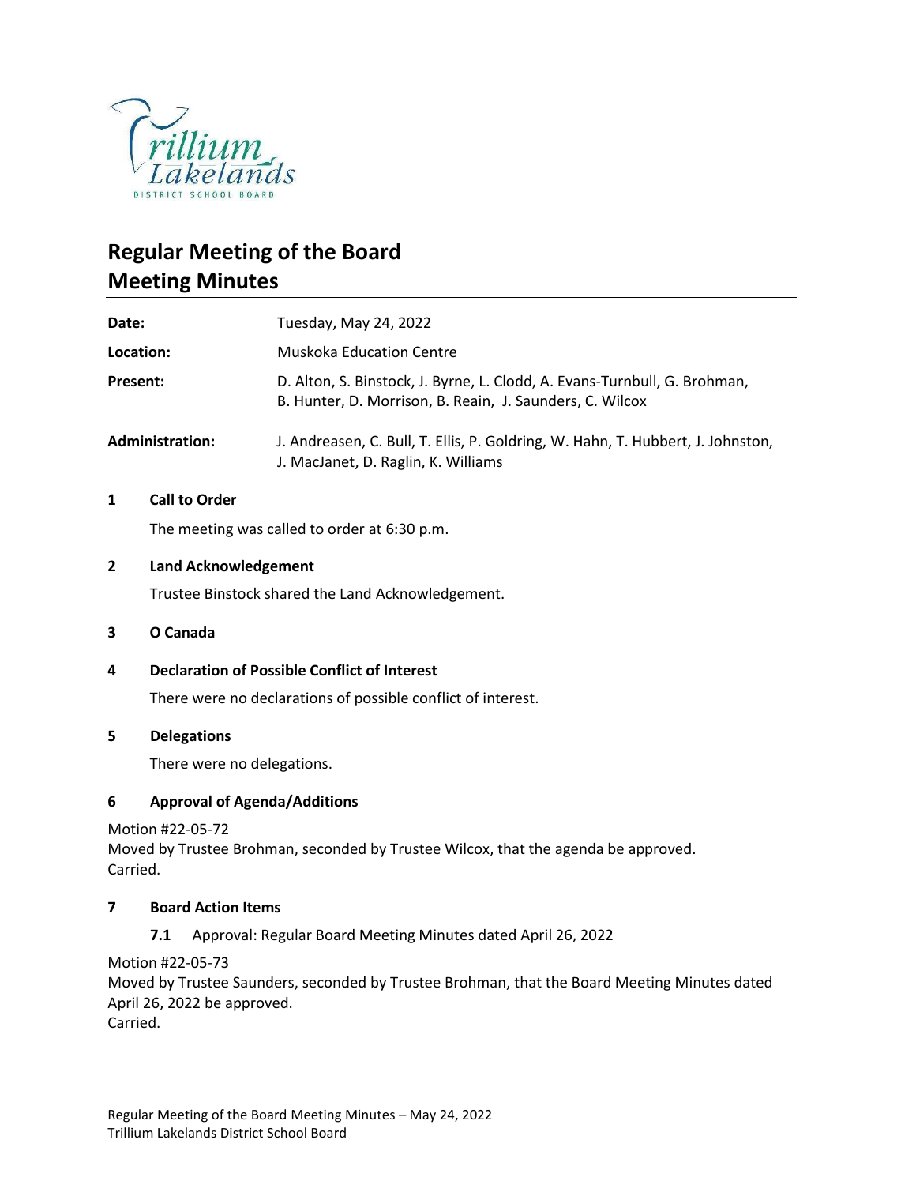# Regular Meeting of the Board
# Meeting Minutes

| | |
|---|---|
| **Date:** | Tuesday, May 24, 2022 |
| **Location:** | Muskoka Education Centre |
| **Present:** | D. Alton, S. Binstock, J. Byrne, L. Clodd, A. Evans-Turnbull, G. Brohman, B. Hunter, D. Morrison, B. Reain, J. Saunders, C. Wilcox |
| **Administration:** | J. Andreasen, C. Bull, T. Ellis, P. Goldring, W. Hahn, T. Hubbert, J. Johnston, J. MacJanet, D. Raglin, K. Williams |

## 1 Call to Order

The meeting was called to order at 6:30 p.m.

## 2 Land Acknowledgement

Trustee Binstock shared the Land Acknowledgement.

## 3 O Canada

## 4 Declaration of Possible Conflict of Interest

There were no declarations of possible conflict of interest.

## 5 Delegations

There were no delegations.

## 6 Approval of Agenda/Additions

Motion #22-05-72
Moved by Trustee Brohman, seconded by Trustee Wilcox, that the agenda be approved.
Carried.

## 7 Board Action Items

### 7.1 Approval: Regular Board Meeting Minutes dated April 26, 2022

Motion #22-05-73
Moved by Trustee Saunders, seconded by Trustee Brohman, that the Board Meeting Minutes dated April 26, 2022 be approved.
Carried.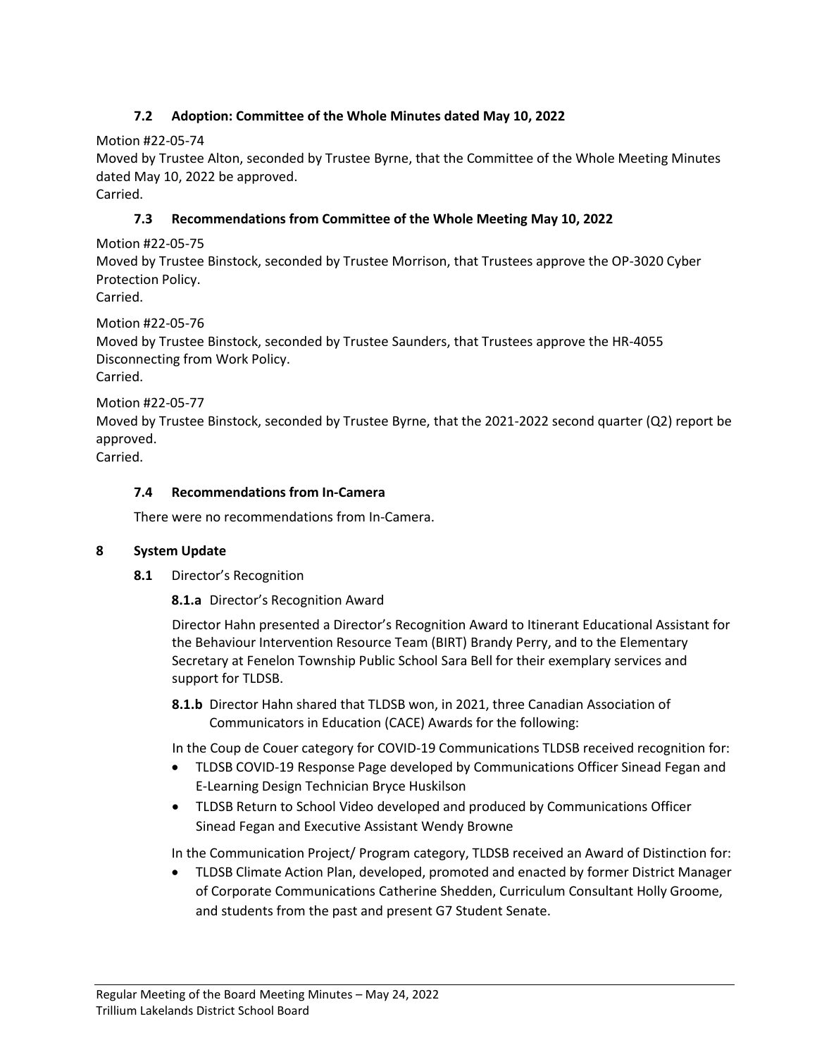### 7.2 Adoption: Committee of the Whole Minutes dated May 10, 2022

Motion #22-05-74
Moved by Trustee Alton, seconded by Trustee Byrne, that the Committee of the Whole Meeting Minutes dated May 10, 2022 be approved.
Carried.

### 7.3 Recommendations from Committee of the Whole Meeting May 10, 2022

Motion #22-05-75
Moved by Trustee Binstock, seconded by Trustee Morrison, that Trustees approve the OP-3020 Cyber Protection Policy.
Carried.

Motion #22-05-76
Moved by Trustee Binstock, seconded by Trustee Saunders, that Trustees approve the HR-4055 Disconnecting from Work Policy.
Carried.

Motion #22-05-77
Moved by Trustee Binstock, seconded by Trustee Byrne, that the 2021-2022 second quarter (Q2) report be approved.
Carried.

### 7.4 Recommendations from In-Camera

There were no recommendations from In-Camera.

## 8 System Update

**8.1** Director's Recognition

**8.1.a** Director's Recognition Award

Director Hahn presented a Director's Recognition Award to Itinerant Educational Assistant for the Behaviour Intervention Resource Team (BIRT) Brandy Perry, and to the Elementary Secretary at Fenelon Township Public School Sara Bell for their exemplary services and support for TLDSB.

**8.1.b** Director Hahn shared that TLDSB won, in 2021, three Canadian Association of Communicators in Education (CACE) Awards for the following:

In the Coup de Couer category for COVID-19 Communications TLDSB received recognition for:

- TLDSB COVID-19 Response Page developed by Communications Officer Sinead Fegan and E-Learning Design Technician Bryce Huskilson
- TLDSB Return to School Video developed and produced by Communications Officer Sinead Fegan and Executive Assistant Wendy Browne

In the Communication Project/ Program category, TLDSB received an Award of Distinction for:

- TLDSB Climate Action Plan, developed, promoted and enacted by former District Manager of Corporate Communications Catherine Shedden, Curriculum Consultant Holly Groome, and students from the past and present G7 Student Senate.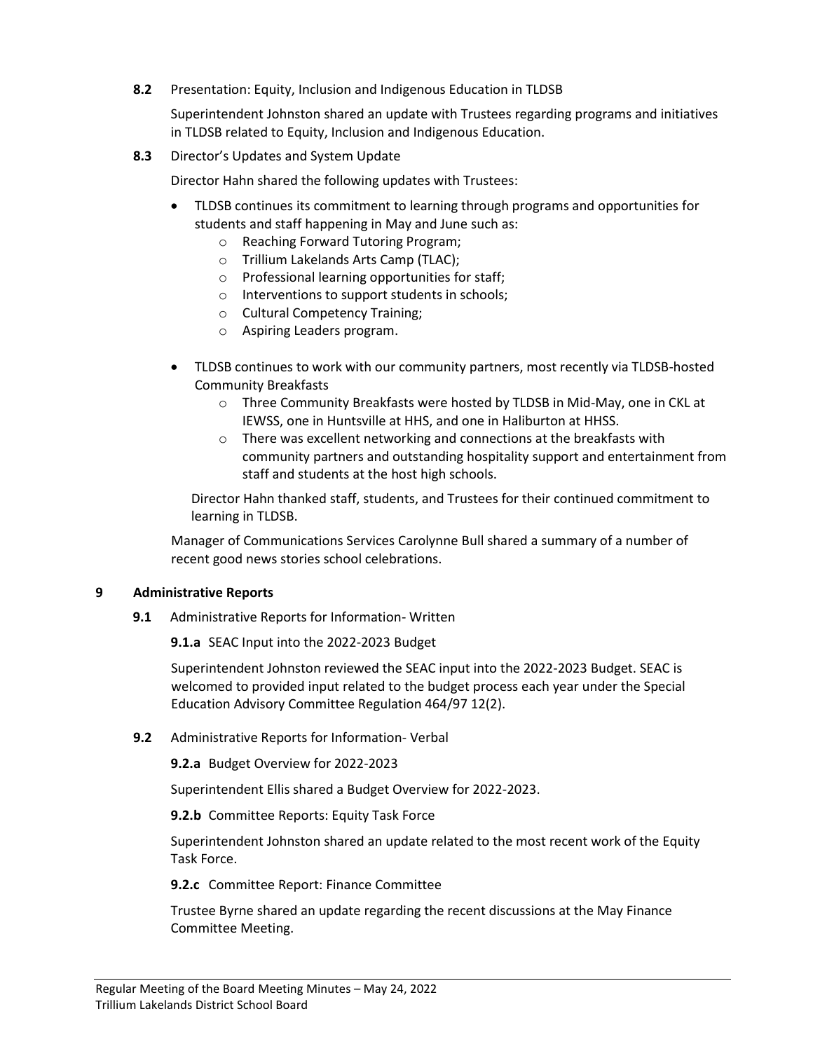**8.2** Presentation: Equity, Inclusion and Indigenous Education in TLDSB

Superintendent Johnston shared an update with Trustees regarding programs and initiatives in TLDSB related to Equity, Inclusion and Indigenous Education.

**8.3** Director's Updates and System Update

Director Hahn shared the following updates with Trustees:

- TLDSB continues its commitment to learning through programs and opportunities for students and staff happening in May and June such as:
    - Reaching Forward Tutoring Program;
    - Trillium Lakelands Arts Camp (TLAC);
    - Professional learning opportunities for staff;
    - Interventions to support students in schools;
    - Cultural Competency Training;
    - Aspiring Leaders program.
- TLDSB continues to work with our community partners, most recently via TLDSB-hosted Community Breakfasts
    - Three Community Breakfasts were hosted by TLDSB in Mid-May, one in CKL at IEWSS, one in Huntsville at HHS, and one in Haliburton at HHSS.
    - There was excellent networking and connections at the breakfasts with community partners and outstanding hospitality support and entertainment from staff and students at the host high schools.

Director Hahn thanked staff, students, and Trustees for their continued commitment to learning in TLDSB.

Manager of Communications Services Carolynne Bull shared a summary of a number of recent good news stories school celebrations.

## 9 Administrative Reports

**9.1** Administrative Reports for Information- Written

**9.1.a** SEAC Input into the 2022-2023 Budget

Superintendent Johnston reviewed the SEAC input into the 2022-2023 Budget. SEAC is welcomed to provided input related to the budget process each year under the Special Education Advisory Committee Regulation 464/97 12(2).

**9.2** Administrative Reports for Information- Verbal

**9.2.a** Budget Overview for 2022-2023

Superintendent Ellis shared a Budget Overview for 2022-2023.

**9.2.b** Committee Reports: Equity Task Force

Superintendent Johnston shared an update related to the most recent work of the Equity Task Force.

**9.2.c** Committee Report: Finance Committee

Trustee Byrne shared an update regarding the recent discussions at the May Finance Committee Meeting.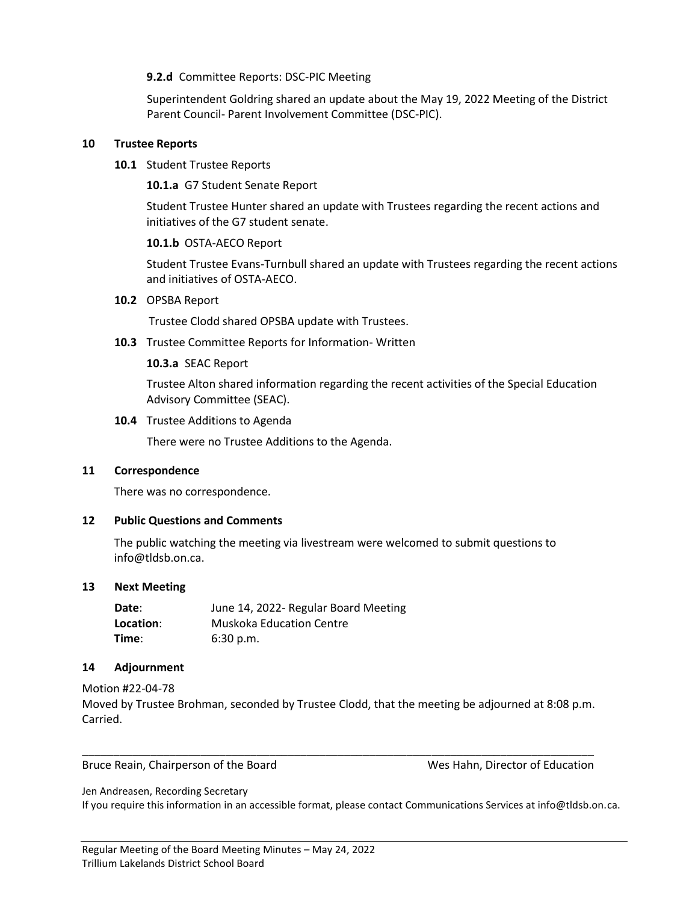**9.2.d** Committee Reports: DSC-PIC Meeting

Superintendent Goldring shared an update about the May 19, 2022 Meeting of the District Parent Council- Parent Involvement Committee (DSC-PIC).

## 10 Trustee Reports

**10.1** Student Trustee Reports

**10.1.a** G7 Student Senate Report

Student Trustee Hunter shared an update with Trustees regarding the recent actions and initiatives of the G7 student senate.

**10.1.b** OSTA-AECO Report

Student Trustee Evans-Turnbull shared an update with Trustees regarding the recent actions and initiatives of OSTA-AECO.

**10.2** OPSBA Report

Trustee Clodd shared OPSBA update with Trustees.

**10.3** Trustee Committee Reports for Information- Written

**10.3.a** SEAC Report

Trustee Alton shared information regarding the recent activities of the Special Education Advisory Committee (SEAC).

**10.4** Trustee Additions to Agenda

There were no Trustee Additions to the Agenda.

## 11 Correspondence

There was no correspondence.

## 12 Public Questions and Comments

The public watching the meeting via livestream were welcomed to submit questions to info@tldsb.on.ca.

## 13 Next Meeting

| | |
|---|---|
| **Date**: | June 14, 2022- Regular Board Meeting |
| **Location**: | Muskoka Education Centre |
| **Time**: | 6:30 p.m. |

## 14 Adjournment

Motion #22-04-78
Moved by Trustee Brohman, seconded by Trustee Clodd, that the meeting be adjourned at 8:08 p.m. Carried.

Bruce Reain, Chairperson of the Board — Wes Hahn, Director of Education

Jen Andreasen, Recording Secretary
If you require this information in an accessible format, please contact Communications Services at info@tldsb.on.ca.